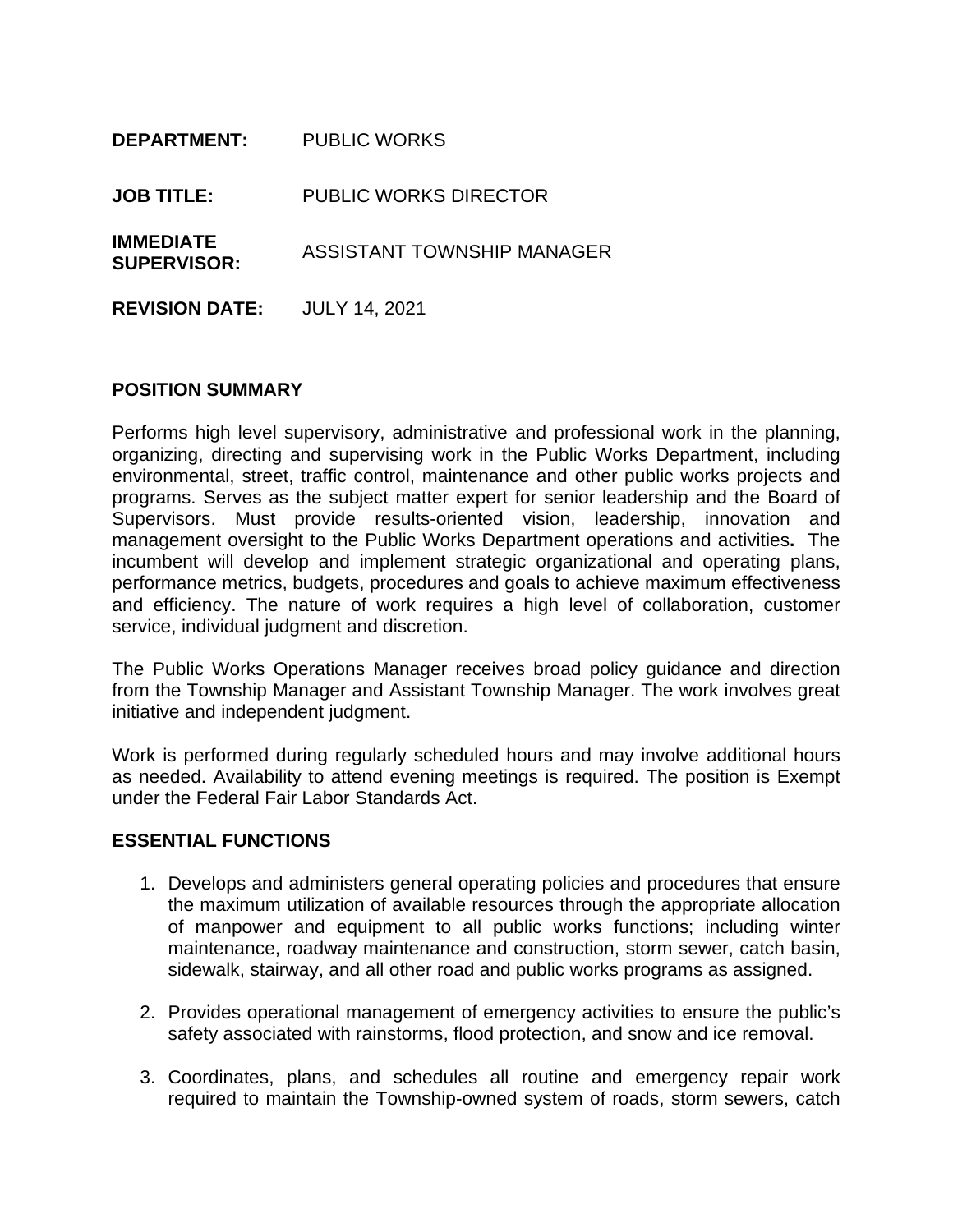**DEPARTMENT:** PUBLIC WORKS

**JOB TITLE:** PUBLIC WORKS DIRECTOR

**IMMEDIATE SUPERVISOR:** ASSISTANT TOWNSHIP MANAGER

**REVISION DATE:** JULY 14, 2021

## POSITION SUMMARY

Performs high level supervisory, administrative and professional work in the planning, organizing, directing and supervising work in the Public Works Department, including environmental, street, traffic control, maintenance and other public works projects and programs. Serves as the subject matter expert for senior leadership and the Board of Supervisors. Must provide results-oriented vision, leadership, innovation and management oversight to the Public Works Department operations and activities**.** The incumbent will develop and implement strategic organizational and operating plans, performance metrics, budgets, procedures and goals to achieve maximum effectiveness and efficiency. The nature of work requires a high level of collaboration, customer service, individual judgment and discretion.

The Public Works Operations Manager receives broad policy guidance and direction from the Township Manager and Assistant Township Manager. The work involves great initiative and independent judgment.

Work is performed during regularly scheduled hours and may involve additional hours as needed. Availability to attend evening meetings is required. The position is Exempt under the Federal Fair Labor Standards Act.

## ESSENTIAL FUNCTIONS

1. Develops and administers general operating policies and procedures that ensure the maximum utilization of available resources through the appropriate allocation of manpower and equipment to all public works functions; including winter maintenance, roadway maintenance and construction, storm sewer, catch basin, sidewalk, stairway, and all other road and public works programs as assigned.

2. Provides operational management of emergency activities to ensure the public's safety associated with rainstorms, flood protection, and snow and ice removal.

3. Coordinates, plans, and schedules all routine and emergency repair work required to maintain the Township-owned system of roads, storm sewers, catch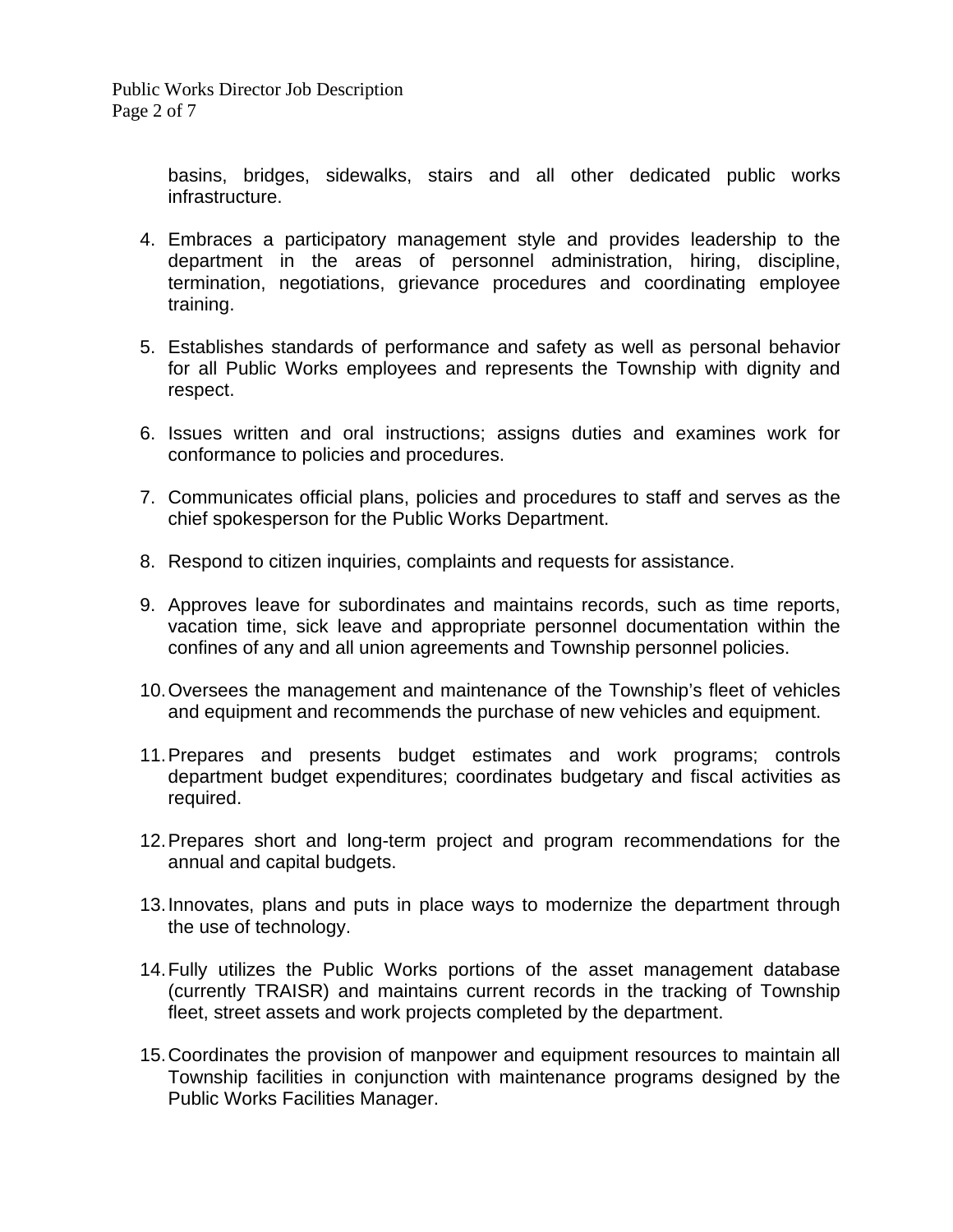basins, bridges, sidewalks, stairs and all other dedicated public works infrastructure.

4. Embraces a participatory management style and provides leadership to the department in the areas of personnel administration, hiring, discipline, termination, negotiations, grievance procedures and coordinating employee training.

5. Establishes standards of performance and safety as well as personal behavior for all Public Works employees and represents the Township with dignity and respect.

6. Issues written and oral instructions; assigns duties and examines work for conformance to policies and procedures.

7. Communicates official plans, policies and procedures to staff and serves as the chief spokesperson for the Public Works Department.

8. Respond to citizen inquiries, complaints and requests for assistance.

9. Approves leave for subordinates and maintains records, such as time reports, vacation time, sick leave and appropriate personnel documentation within the confines of any and all union agreements and Township personnel policies.

10. Oversees the management and maintenance of the Township's fleet of vehicles and equipment and recommends the purchase of new vehicles and equipment.

11. Prepares and presents budget estimates and work programs; controls department budget expenditures; coordinates budgetary and fiscal activities as required.

12. Prepares short and long-term project and program recommendations for the annual and capital budgets.

13. Innovates, plans and puts in place ways to modernize the department through the use of technology.

14. Fully utilizes the Public Works portions of the asset management database (currently TRAISR) and maintains current records in the tracking of Township fleet, street assets and work projects completed by the department.

15. Coordinates the provision of manpower and equipment resources to maintain all Township facilities in conjunction with maintenance programs designed by the Public Works Facilities Manager.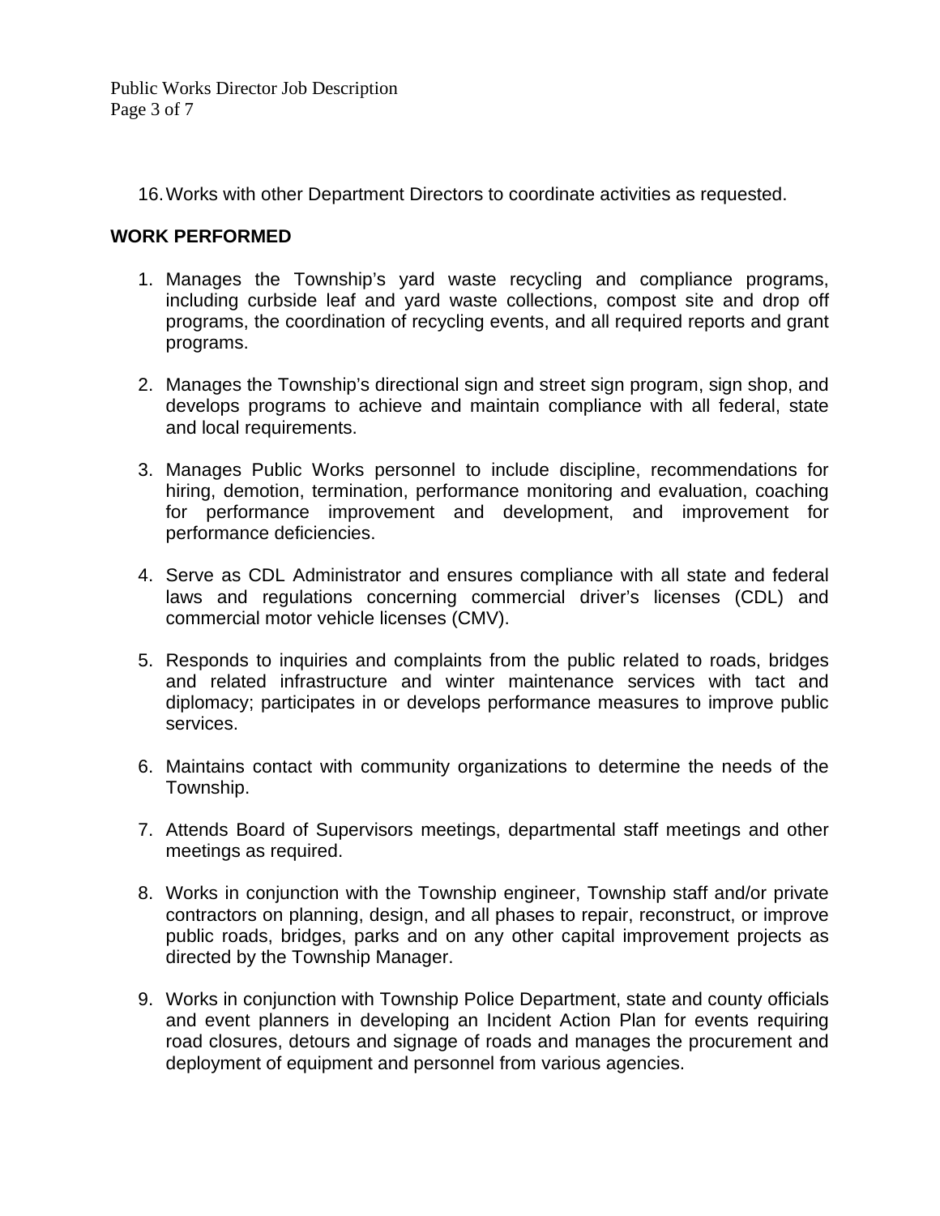16. Works with other Department Directors to coordinate activities as requested.

**WORK PERFORMED**

1. Manages the Township's yard waste recycling and compliance programs, including curbside leaf and yard waste collections, compost site and drop off programs, the coordination of recycling events, and all required reports and grant programs.

2. Manages the Township's directional sign and street sign program, sign shop, and develops programs to achieve and maintain compliance with all federal, state and local requirements.

3. Manages Public Works personnel to include discipline, recommendations for hiring, demotion, termination, performance monitoring and evaluation, coaching for performance improvement and development, and improvement for performance deficiencies.

4. Serve as CDL Administrator and ensures compliance with all state and federal laws and regulations concerning commercial driver's licenses (CDL) and commercial motor vehicle licenses (CMV).

5. Responds to inquiries and complaints from the public related to roads, bridges and related infrastructure and winter maintenance services with tact and diplomacy; participates in or develops performance measures to improve public services.

6. Maintains contact with community organizations to determine the needs of the Township.

7. Attends Board of Supervisors meetings, departmental staff meetings and other meetings as required.

8. Works in conjunction with the Township engineer, Township staff and/or private contractors on planning, design, and all phases to repair, reconstruct, or improve public roads, bridges, parks and on any other capital improvement projects as directed by the Township Manager.

9. Works in conjunction with Township Police Department, state and county officials and event planners in developing an Incident Action Plan for events requiring road closures, detours and signage of roads and manages the procurement and deployment of equipment and personnel from various agencies.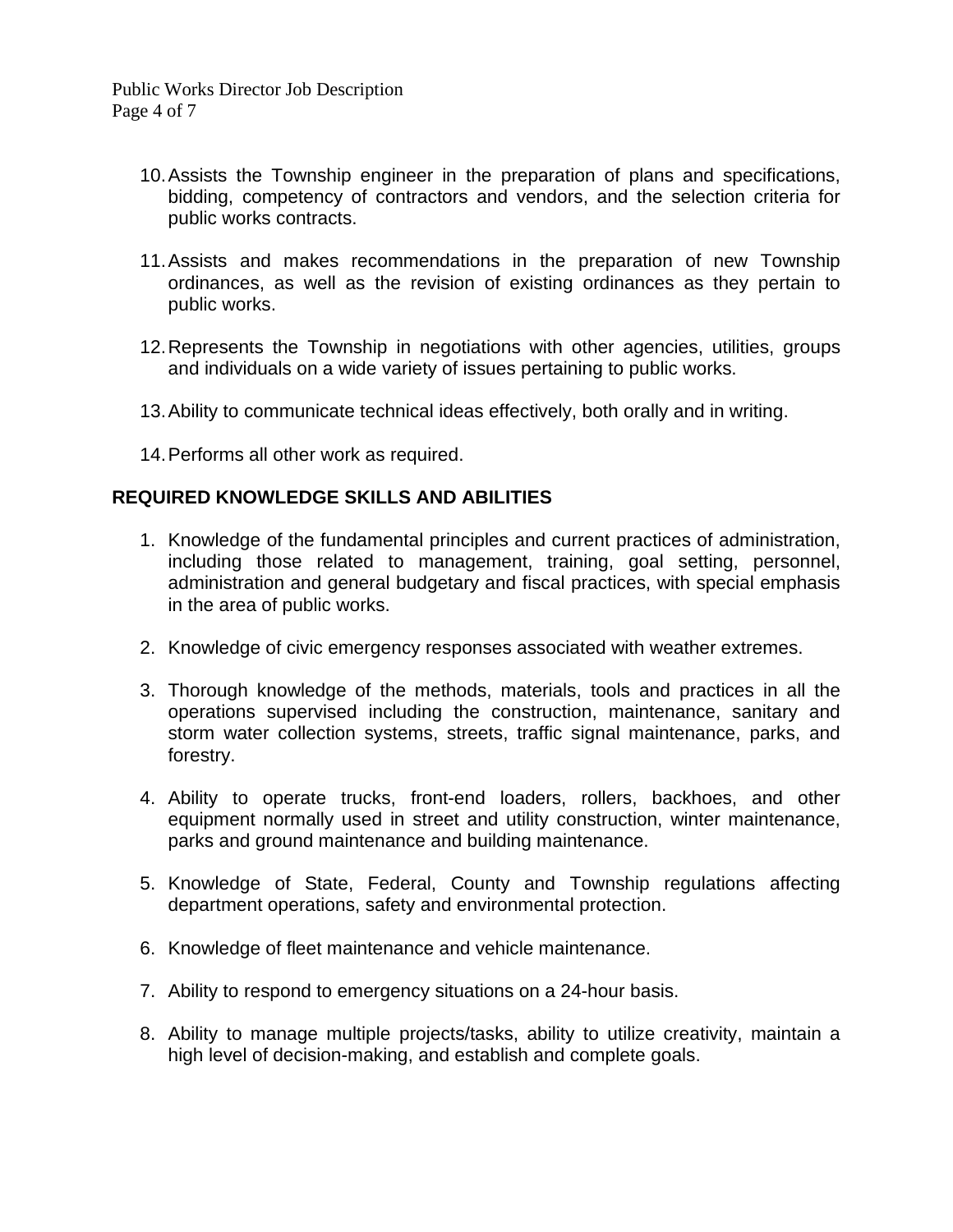10. Assists the Township engineer in the preparation of plans and specifications, bidding, competency of contractors and vendors, and the selection criteria for public works contracts.

11. Assists and makes recommendations in the preparation of new Township ordinances, as well as the revision of existing ordinances as they pertain to public works.

12. Represents the Township in negotiations with other agencies, utilities, groups and individuals on a wide variety of issues pertaining to public works.

13. Ability to communicate technical ideas effectively, both orally and in writing.

14. Performs all other work as required.

## REQUIRED KNOWLEDGE SKILLS AND ABILITIES

1. Knowledge of the fundamental principles and current practices of administration, including those related to management, training, goal setting, personnel, administration and general budgetary and fiscal practices, with special emphasis in the area of public works.

2. Knowledge of civic emergency responses associated with weather extremes.

3. Thorough knowledge of the methods, materials, tools and practices in all the operations supervised including the construction, maintenance, sanitary and storm water collection systems, streets, traffic signal maintenance, parks, and forestry.

4. Ability to operate trucks, front-end loaders, rollers, backhoes, and other equipment normally used in street and utility construction, winter maintenance, parks and ground maintenance and building maintenance.

5. Knowledge of State, Federal, County and Township regulations affecting department operations, safety and environmental protection.

6. Knowledge of fleet maintenance and vehicle maintenance.

7. Ability to respond to emergency situations on a 24-hour basis.

8. Ability to manage multiple projects/tasks, ability to utilize creativity, maintain a high level of decision-making, and establish and complete goals.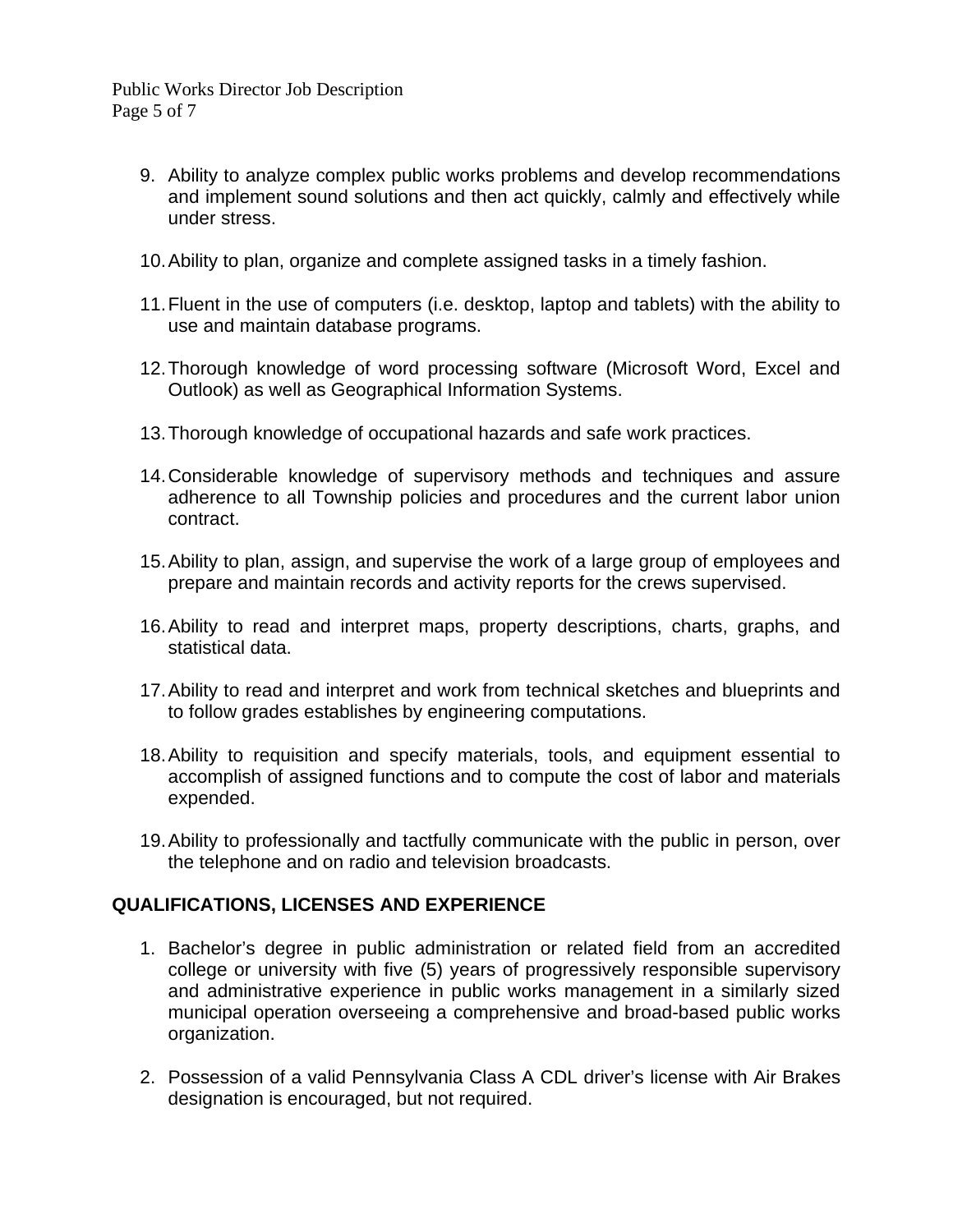9. Ability to analyze complex public works problems and develop recommendations and implement sound solutions and then act quickly, calmly and effectively while under stress.

10. Ability to plan, organize and complete assigned tasks in a timely fashion.

11. Fluent in the use of computers (i.e. desktop, laptop and tablets) with the ability to use and maintain database programs.

12. Thorough knowledge of word processing software (Microsoft Word, Excel and Outlook) as well as Geographical Information Systems.

13. Thorough knowledge of occupational hazards and safe work practices.

14. Considerable knowledge of supervisory methods and techniques and assure adherence to all Township policies and procedures and the current labor union contract.

15. Ability to plan, assign, and supervise the work of a large group of employees and prepare and maintain records and activity reports for the crews supervised.

16. Ability to read and interpret maps, property descriptions, charts, graphs, and statistical data.

17. Ability to read and interpret and work from technical sketches and blueprints and to follow grades establishes by engineering computations.

18. Ability to requisition and specify materials, tools, and equipment essential to accomplish of assigned functions and to compute the cost of labor and materials expended.

19. Ability to professionally and tactfully communicate with the public in person, over the telephone and on radio and television broadcasts.

## QUALIFICATIONS, LICENSES AND EXPERIENCE

1. Bachelor's degree in public administration or related field from an accredited college or university with five (5) years of progressively responsible supervisory and administrative experience in public works management in a similarly sized municipal operation overseeing a comprehensive and broad-based public works organization.

2. Possession of a valid Pennsylvania Class A CDL driver's license with Air Brakes designation is encouraged, but not required.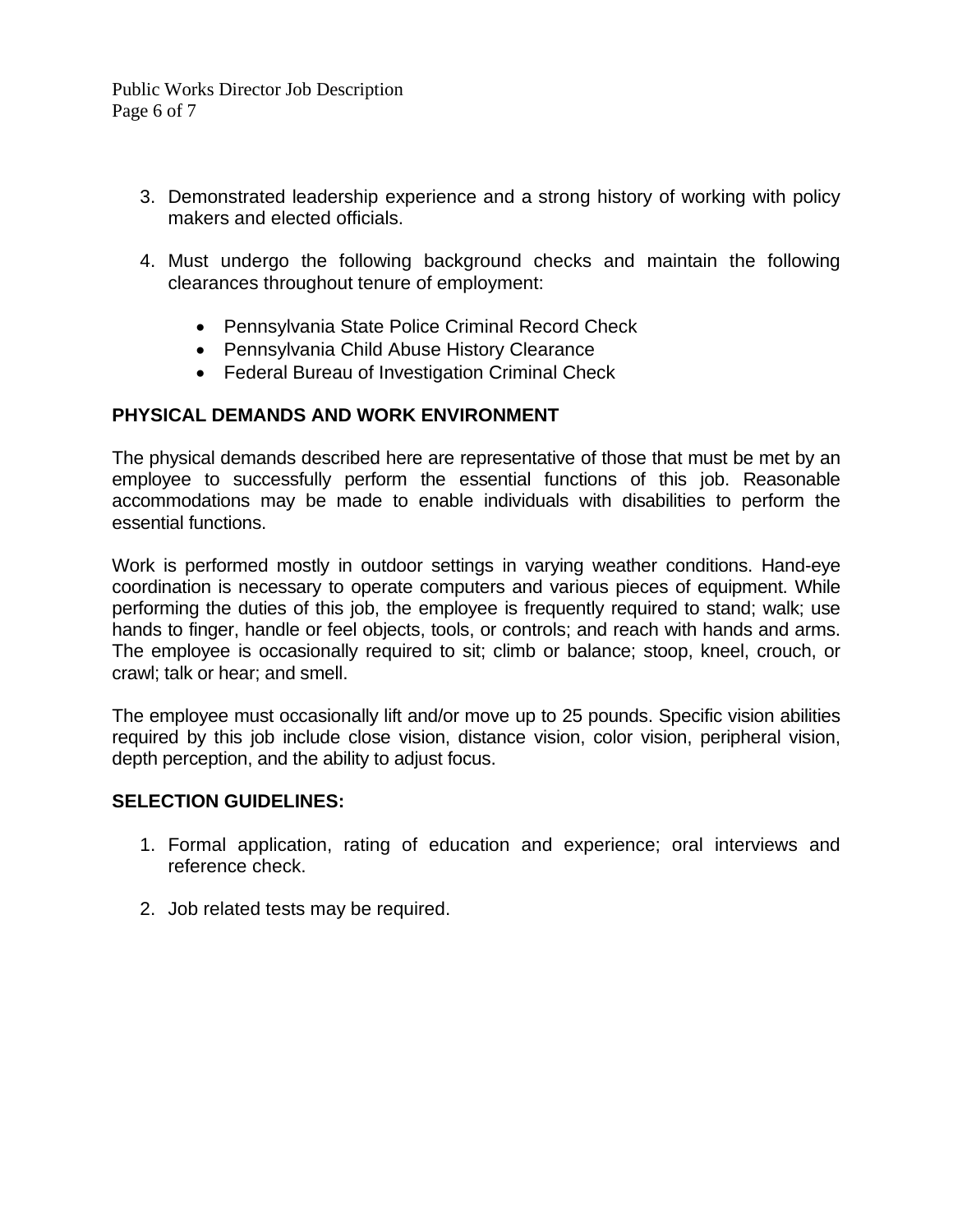3. Demonstrated leadership experience and a strong history of working with policy makers and elected officials.

4. Must undergo the following background checks and maintain the following clearances throughout tenure of employment:

    - Pennsylvania State Police Criminal Record Check
    - Pennsylvania Child Abuse History Clearance
    - Federal Bureau of Investigation Criminal Check

## PHYSICAL DEMANDS AND WORK ENVIRONMENT

The physical demands described here are representative of those that must be met by an employee to successfully perform the essential functions of this job. Reasonable accommodations may be made to enable individuals with disabilities to perform the essential functions.

Work is performed mostly in outdoor settings in varying weather conditions. Hand-eye coordination is necessary to operate computers and various pieces of equipment. While performing the duties of this job, the employee is frequently required to stand; walk; use hands to finger, handle or feel objects, tools, or controls; and reach with hands and arms. The employee is occasionally required to sit; climb or balance; stoop, kneel, crouch, or crawl; talk or hear; and smell.

The employee must occasionally lift and/or move up to 25 pounds. Specific vision abilities required by this job include close vision, distance vision, color vision, peripheral vision, depth perception, and the ability to adjust focus.

## SELECTION GUIDELINES:

1. Formal application, rating of education and experience; oral interviews and reference check.

2. Job related tests may be required.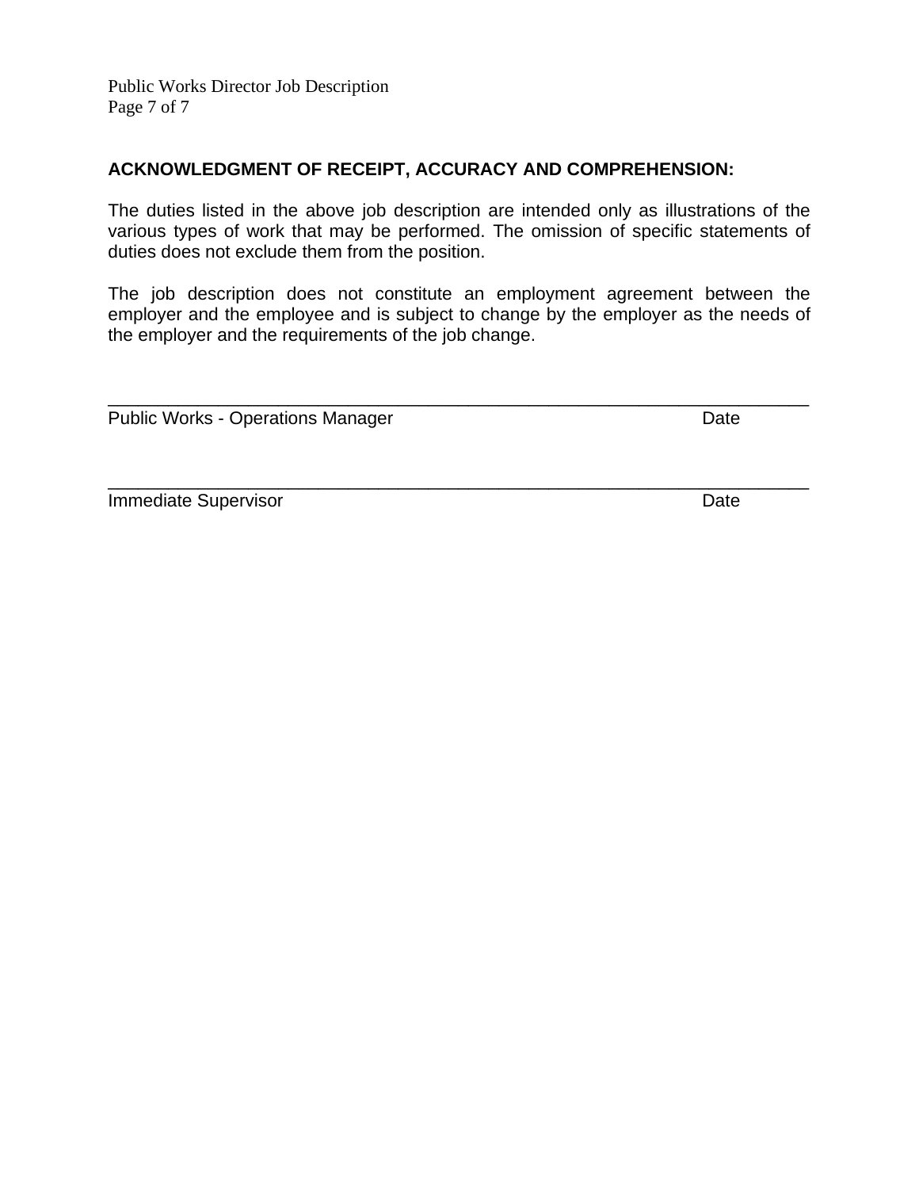**ACKNOWLEDGMENT OF RECEIPT, ACCURACY AND COMPREHENSION:**

The duties listed in the above job description are intended only as illustrations of the various types of work that may be performed. The omission of specific statements of duties does not exclude them from the position.

The job description does not constitute an employment agreement between the employer and the employee and is subject to change by the employer as the needs of the employer and the requirements of the job change.

\_\_\_\_\_\_\_\_\_\_\_\_\_\_\_\_\_\_\_\_\_\_\_\_\_\_\_\_\_\_\_\_\_\_\_\_\_\_\_\_\_\_\_\_\_\_\_\_\_\_\_\_\_\_\_\_\_\_\_\_\_\_\_\_\_\_\_\_\_\_

Public Works - Operations Manager                                        Date

\_\_\_\_\_\_\_\_\_\_\_\_\_\_\_\_\_\_\_\_\_\_\_\_\_\_\_\_\_\_\_\_\_\_\_\_\_\_\_\_\_\_\_\_\_\_\_\_\_\_\_\_\_\_\_\_\_\_\_\_\_\_\_\_\_\_\_\_\_\_

Immediate Supervisor                                                     Date